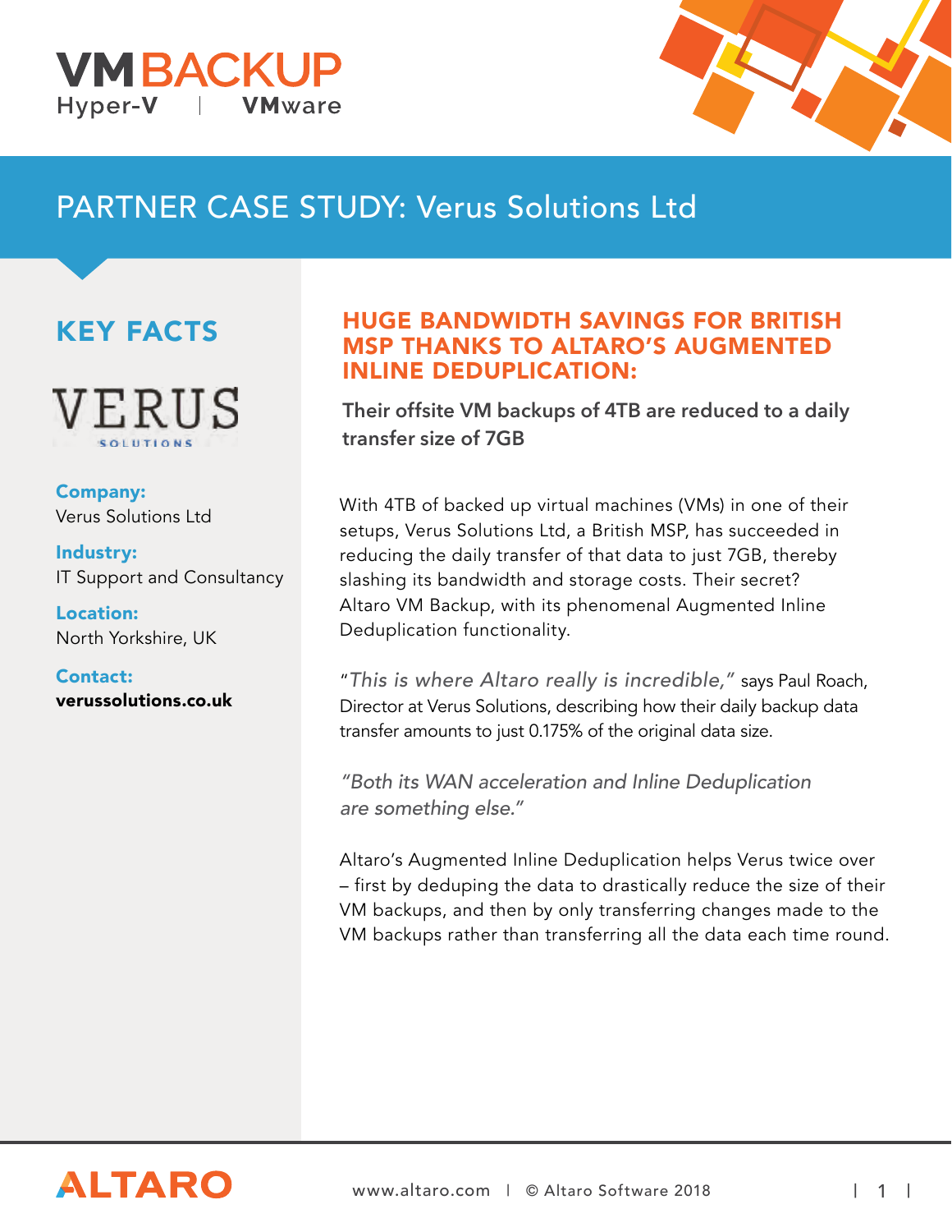VMBACKUP

Hyper-V | VMware

# PARTNER CASE STUDY: Verus Solutions Ltd

## KEY FACTS

VERUS SOLUTIONS

**Company:**
Verus Solutions Ltd

**Industry:**
IT Support and Consultancy

**Location:**
North Yorkshire, UK

**Contact:**
**verussolutions.co.uk**

## HUGE BANDWIDTH SAVINGS FOR BRITISH MSP THANKS TO ALTARO'S AUGMENTED INLINE DEDUPLICATION:

**Their offsite VM backups of 4TB are reduced to a daily transfer size of 7GB**

With 4TB of backed up virtual machines (VMs) in one of their setups, Verus Solutions Ltd, a British MSP, has succeeded in reducing the daily transfer of that data to just 7GB, thereby slashing its bandwidth and storage costs. Their secret? Altaro VM Backup, with its phenomenal Augmented Inline Deduplication functionality.

*"This is where Altaro really is incredible,"* says Paul Roach, Director at Verus Solutions, describing how their daily backup data transfer amounts to just 0.175% of the original data size.

*"Both its WAN acceleration and Inline Deduplication are something else."*

Altaro's Augmented Inline Deduplication helps Verus twice over – first by deduping the data to drastically reduce the size of their VM backups, and then by only transferring changes made to the VM backups rather than transferring all the data each time round.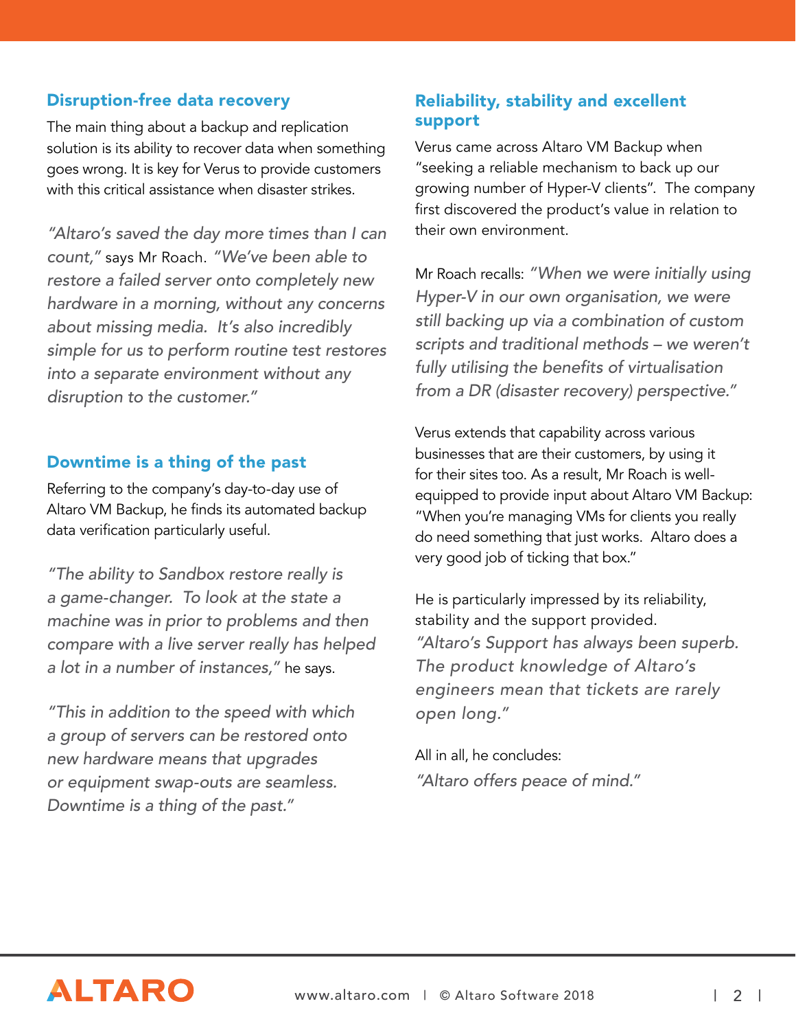## Disruption-free data recovery

The main thing about a backup and replication solution is its ability to recover data when something goes wrong. It is key for Verus to provide customers with this critical assistance when disaster strikes.

*"Altaro's saved the day more times than I can count,"* says Mr Roach. *"We've been able to restore a failed server onto completely new hardware in a morning, without any concerns about missing media. It's also incredibly simple for us to perform routine test restores into a separate environment without any disruption to the customer."*

## Downtime is a thing of the past

Referring to the company's day-to-day use of Altaro VM Backup, he finds its automated backup data verification particularly useful.

*"The ability to Sandbox restore really is a game-changer. To look at the state a machine was in prior to problems and then compare with a live server really has helped a lot in a number of instances,"* he says.

*"This in addition to the speed with which a group of servers can be restored onto new hardware means that upgrades or equipment swap-outs are seamless. Downtime is a thing of the past."*

## Reliability, stability and excellent support

Verus came across Altaro VM Backup when "seeking a reliable mechanism to back up our growing number of Hyper-V clients". The company first discovered the product's value in relation to their own environment.

Mr Roach recalls: *"When we were initially using Hyper-V in our own organisation, we were still backing up via a combination of custom scripts and traditional methods – we weren't fully utilising the benefits of virtualisation from a DR (disaster recovery) perspective."*

Verus extends that capability across various businesses that are their customers, by using it for their sites too. As a result, Mr Roach is well-equipped to provide input about Altaro VM Backup: "When you're managing VMs for clients you really do need something that just works. Altaro does a very good job of ticking that box."

He is particularly impressed by its reliability, stability and the support provided. *"Altaro's Support has always been superb. The product knowledge of Altaro's engineers mean that tickets are rarely open long."*

All in all, he concludes:
*"Altaro offers peace of mind."*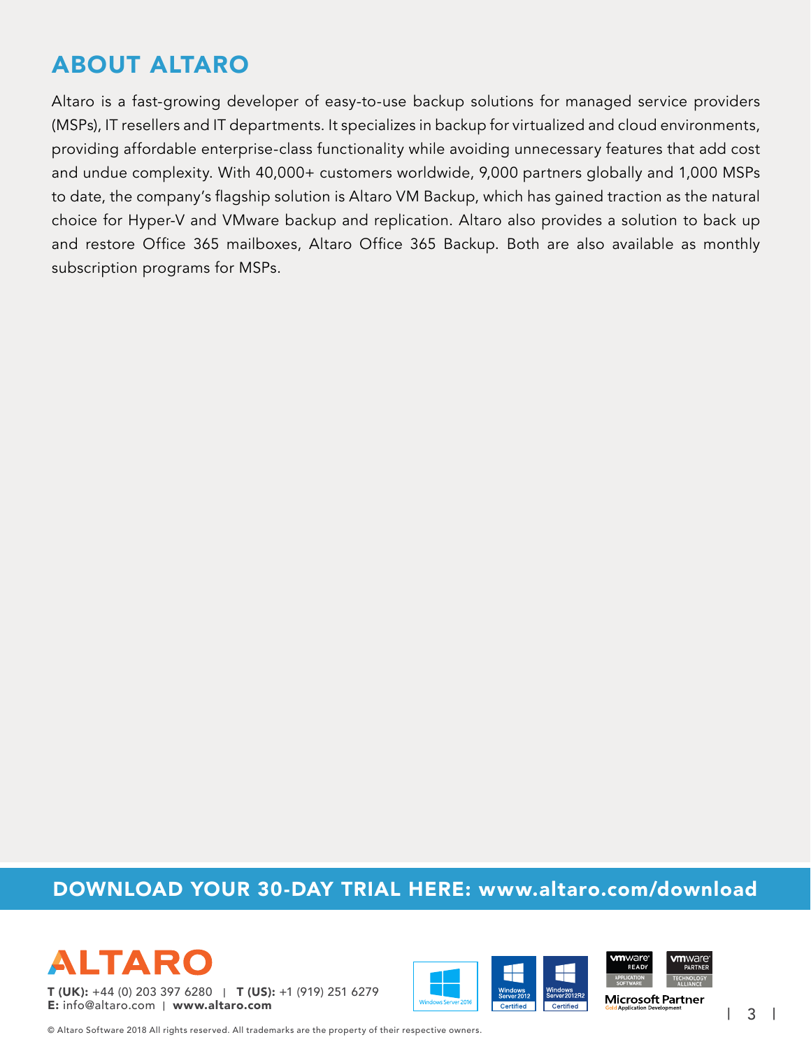## ABOUT ALTARO

Altaro is a fast-growing developer of easy-to-use backup solutions for managed service providers (MSPs), IT resellers and IT departments. It specializes in backup for virtualized and cloud environments, providing affordable enterprise-class functionality while avoiding unnecessary features that add cost and undue complexity. With 40,000+ customers worldwide, 9,000 partners globally and 1,000 MSPs to date, the company's flagship solution is Altaro VM Backup, which has gained traction as the natural choice for Hyper-V and VMware backup and replication. Altaro also provides a solution to back up and restore Office 365 mailboxes, Altaro Office 365 Backup. Both are also available as monthly subscription programs for MSPs.

**DOWNLOAD YOUR 30-DAY TRIAL HERE: www.altaro.com/download**

ALTARO

**T (UK):** +44 (0) 203 397 6280 | **T (US):** +1 (919) 251 6279
**E:** info@altaro.com | **www.altaro.com**

Windows Server 2016 | Windows Server 2012 Certified | Windows Server 2012R2 Certified | vmware READY APPLICATION SOFTWARE | vmware PARTNER TECHNOLOGY ALLIANCE | Microsoft Partner Gold Application Development

© Altaro Software 2018 All rights reserved. All trademarks are the property of their respective owners.